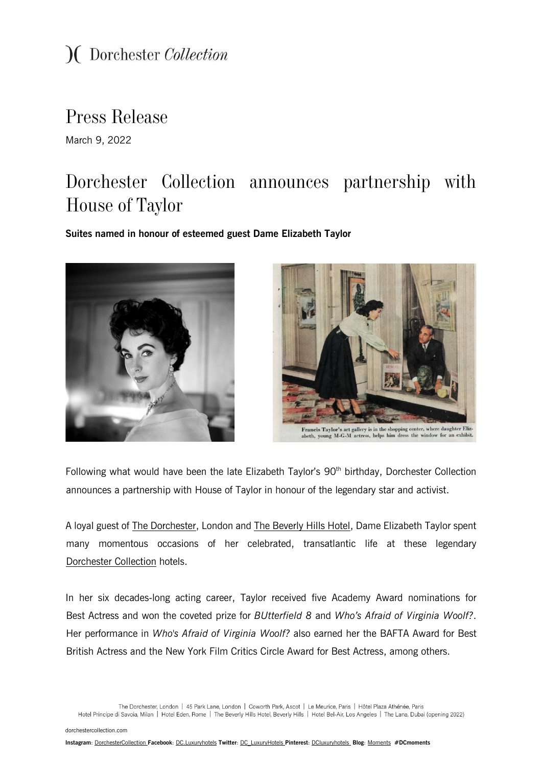Dorchester *Collection*

# Press Release

March 9, 2022

## Dorchester Collection announces partnership with House of Taylor

**Suites named in honour of esteemed guest Dame Elizabeth Taylor**

Francis Taylor's art gallery is in the shopping center, where daughter Elizabeth, young M-G-M actress, helps him dress the window for an exhibit.

Following what would have been the late Elizabeth Taylor's 90[th] birthday, Dorchester Collection announces a partnership with House of Taylor in honour of the legendary star and activist.

A loyal guest of The Dorchester, London and The Beverly Hills Hotel, Dame Elizabeth Taylor spent many momentous occasions of her celebrated, transatlantic life at these legendary Dorchester Collection hotels.

In her six decades-long acting career, Taylor received five Academy Award nominations for Best Actress and won the coveted prize for *BUtterfield 8* and *Who's Afraid of Virginia Woolf?*. Her performance in *Who's Afraid of Virginia Woolf?* also earned her the BAFTA Award for Best British Actress and the New York Film Critics Circle Award for Best Actress, among others.

The Dorchester, London | 45 Park Lane, London | Coworth Park, Ascot | Le Meurice, Paris | Hôtel Plaza Athénée, Paris
Hotel Principe di Savoia, Milan | Hotel Eden, Rome | The Beverly Hills Hotel, Beverly Hills | Hotel Bel-Air, Los Angeles | The Lana, Dubai (opening 2022)

dorchestercollection.com

**Instagram**: DorchesterCollection **Facebook**: DC.Luxuryhotels **Twitter**: DC_LuxuryHotels **Pinterest**: DCluxuryhotels **Blog**: Moments **#DCmoments**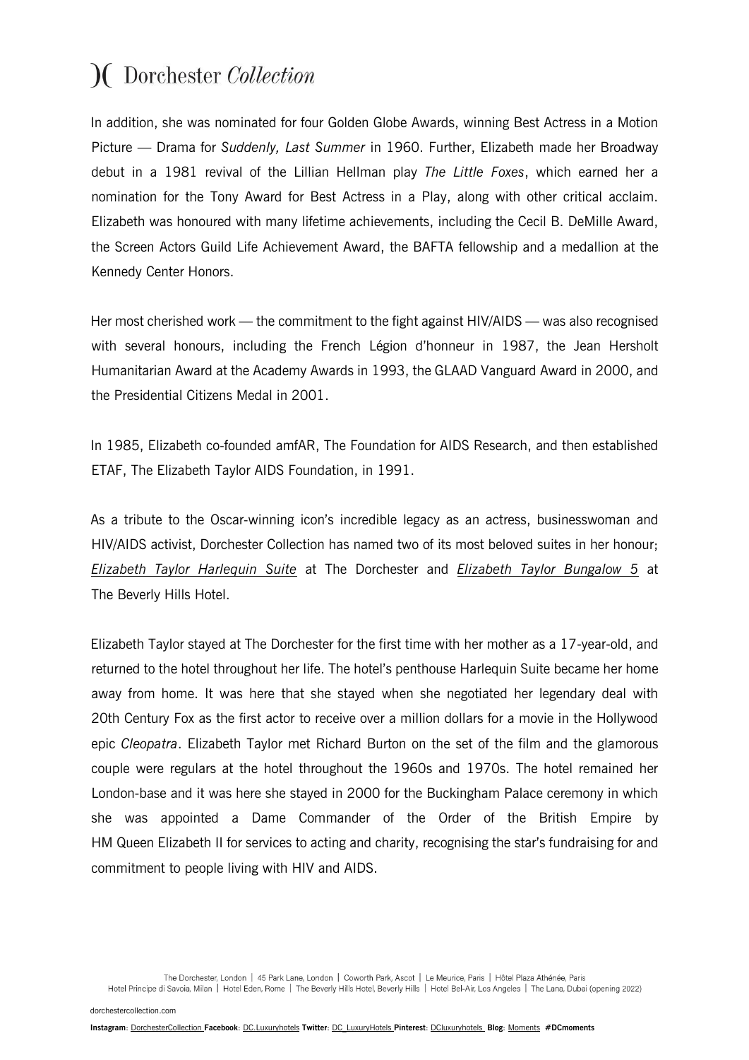In addition, she was nominated for four Golden Globe Awards, winning Best Actress in a Motion Picture — Drama for *Suddenly, Last Summer* in 1960. Further, Elizabeth made her Broadway debut in a 1981 revival of the Lillian Hellman play *The Little Foxes*, which earned her a nomination for the Tony Award for Best Actress in a Play, along with other critical acclaim. Elizabeth was honoured with many lifetime achievements, including the Cecil B. DeMille Award, the Screen Actors Guild Life Achievement Award, the BAFTA fellowship and a medallion at the Kennedy Center Honors.

Her most cherished work — the commitment to the fight against HIV/AIDS — was also recognised with several honours, including the French Légion d'honneur in 1987, the Jean Hersholt Humanitarian Award at the Academy Awards in 1993, the GLAAD Vanguard Award in 2000, and the Presidential Citizens Medal in 2001.

In 1985, Elizabeth co-founded amfAR, The Foundation for AIDS Research, and then established ETAF, The Elizabeth Taylor AIDS Foundation, in 1991.

As a tribute to the Oscar-winning icon's incredible legacy as an actress, businesswoman and HIV/AIDS activist, Dorchester Collection has named two of its most beloved suites in her honour; *Elizabeth Taylor Harlequin Suite* at The Dorchester and *Elizabeth Taylor Bungalow 5* at The Beverly Hills Hotel.

Elizabeth Taylor stayed at The Dorchester for the first time with her mother as a 17-year-old, and returned to the hotel throughout her life. The hotel's penthouse Harlequin Suite became her home away from home. It was here that she stayed when she negotiated her legendary deal with 20th Century Fox as the first actor to receive over a million dollars for a movie in the Hollywood epic *Cleopatra*. Elizabeth Taylor met Richard Burton on the set of the film and the glamorous couple were regulars at the hotel throughout the 1960s and 1970s. The hotel remained her London-base and it was here she stayed in 2000 for the Buckingham Palace ceremony in which she was appointed a Dame Commander of the Order of the British Empire by HM Queen Elizabeth II for services to acting and charity, recognising the star's fundraising for and commitment to people living with HIV and AIDS.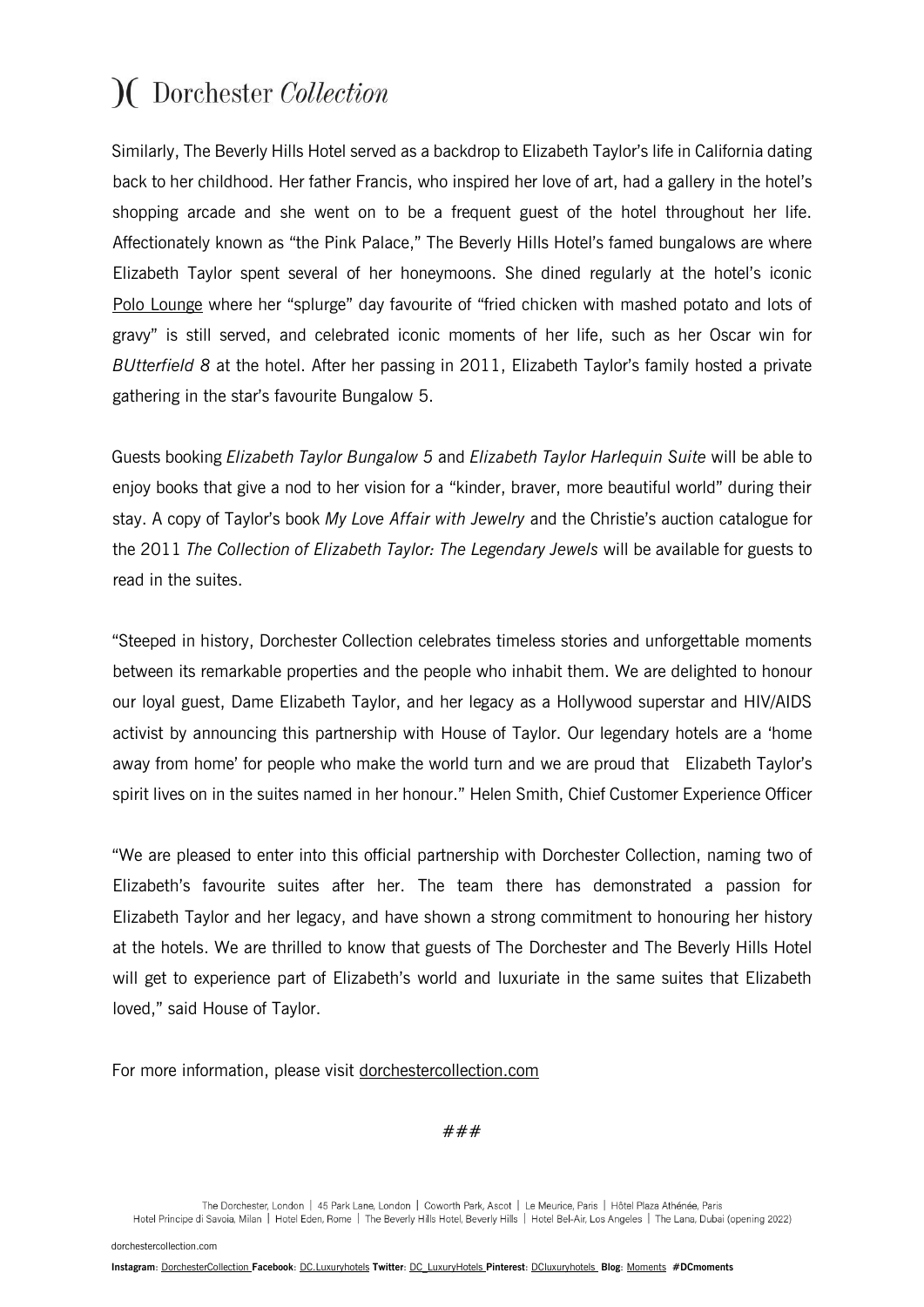Similarly, The Beverly Hills Hotel served as a backdrop to Elizabeth Taylor's life in California dating back to her childhood. Her father Francis, who inspired her love of art, had a gallery in the hotel's shopping arcade and she went on to be a frequent guest of the hotel throughout her life. Affectionately known as "the Pink Palace," The Beverly Hills Hotel's famed bungalows are where Elizabeth Taylor spent several of her honeymoons. She dined regularly at the hotel's iconic Polo Lounge where her "splurge" day favourite of "fried chicken with mashed potato and lots of gravy" is still served, and celebrated iconic moments of her life, such as her Oscar win for *BUtterfield 8* at the hotel. After her passing in 2011, Elizabeth Taylor's family hosted a private gathering in the star's favourite Bungalow 5.

Guests booking *Elizabeth Taylor Bungalow 5* and *Elizabeth Taylor Harlequin Suite* will be able to enjoy books that give a nod to her vision for a "kinder, braver, more beautiful world" during their stay. A copy of Taylor's book *My Love Affair with Jewelry* and the Christie's auction catalogue for the 2011 *The Collection of Elizabeth Taylor: The Legendary Jewels* will be available for guests to read in the suites.

"Steeped in history, Dorchester Collection celebrates timeless stories and unforgettable moments between its remarkable properties and the people who inhabit them. We are delighted to honour our loyal guest, Dame Elizabeth Taylor, and her legacy as a Hollywood superstar and HIV/AIDS activist by announcing this partnership with House of Taylor. Our legendary hotels are a 'home away from home' for people who make the world turn and we are proud that Elizabeth Taylor's spirit lives on in the suites named in her honour." Helen Smith, Chief Customer Experience Officer

"We are pleased to enter into this official partnership with Dorchester Collection, naming two of Elizabeth's favourite suites after her. The team there has demonstrated a passion for Elizabeth Taylor and her legacy, and have shown a strong commitment to honouring her history at the hotels. We are thrilled to know that guests of The Dorchester and The Beverly Hills Hotel will get to experience part of Elizabeth's world and luxuriate in the same suites that Elizabeth loved," said House of Taylor.

For more information, please visit dorchestercollection.com

###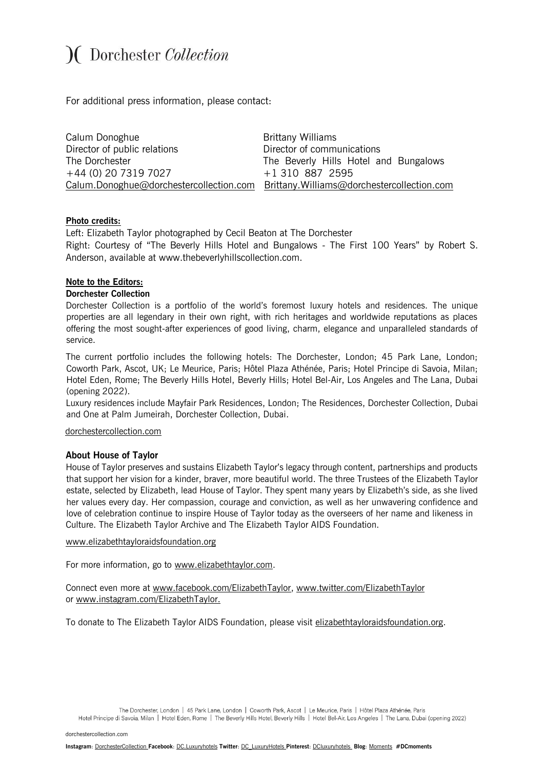For additional press information, please contact:

| | |
|---|---|
| Calum Donoghue | Brittany Williams |
| Director of public relations | Director of communications |
| The Dorchester | The Beverly Hills Hotel and Bungalows |
| +44 (0) 20 7319 7027 | +1 310 887 2595 |
| Calum.Donoghue@dorchestercollection.com | Brittany.Williams@dorchestercollection.com |

**Photo credits:**

Left: Elizabeth Taylor photographed by Cecil Beaton at The Dorchester

Right: Courtesy of "The Beverly Hills Hotel and Bungalows - The First 100 Years" by Robert S. Anderson, available at www.thebeverlyhillscollection.com.

**Note to the Editors:**

**Dorchester Collection**

Dorchester Collection is a portfolio of the world's foremost luxury hotels and residences. The unique properties are all legendary in their own right, with rich heritages and worldwide reputations as places offering the most sought-after experiences of good living, charm, elegance and unparalleled standards of service.

The current portfolio includes the following hotels: The Dorchester, London; 45 Park Lane, London; Coworth Park, Ascot, UK; Le Meurice, Paris; Hôtel Plaza Athénée, Paris; Hotel Principe di Savoia, Milan; Hotel Eden, Rome; The Beverly Hills Hotel, Beverly Hills; Hotel Bel-Air, Los Angeles and The Lana, Dubai (opening 2022).

Luxury residences include Mayfair Park Residences, London; The Residences, Dorchester Collection, Dubai and One at Palm Jumeirah, Dorchester Collection, Dubai.

dorchestercollection.com

**About House of Taylor**

House of Taylor preserves and sustains Elizabeth Taylor's legacy through content, partnerships and products that support her vision for a kinder, braver, more beautiful world. The three Trustees of the Elizabeth Taylor estate, selected by Elizabeth, lead House of Taylor. They spent many years by Elizabeth's side, as she lived her values every day. Her compassion, courage and conviction, as well as her unwavering confidence and love of celebration continue to inspire House of Taylor today as the overseers of her name and likeness in Culture. The Elizabeth Taylor Archive and The Elizabeth Taylor AIDS Foundation.

www.elizabethtayloraidsfoundation.org

For more information, go to www.elizabethtaylor.com.

Connect even more at www.facebook.com/ElizabethTaylor, www.twitter.com/ElizabethTaylor or www.instagram.com/ElizabethTaylor.

To donate to The Elizabeth Taylor AIDS Foundation, please visit elizabethtayloraidsfoundation.org.